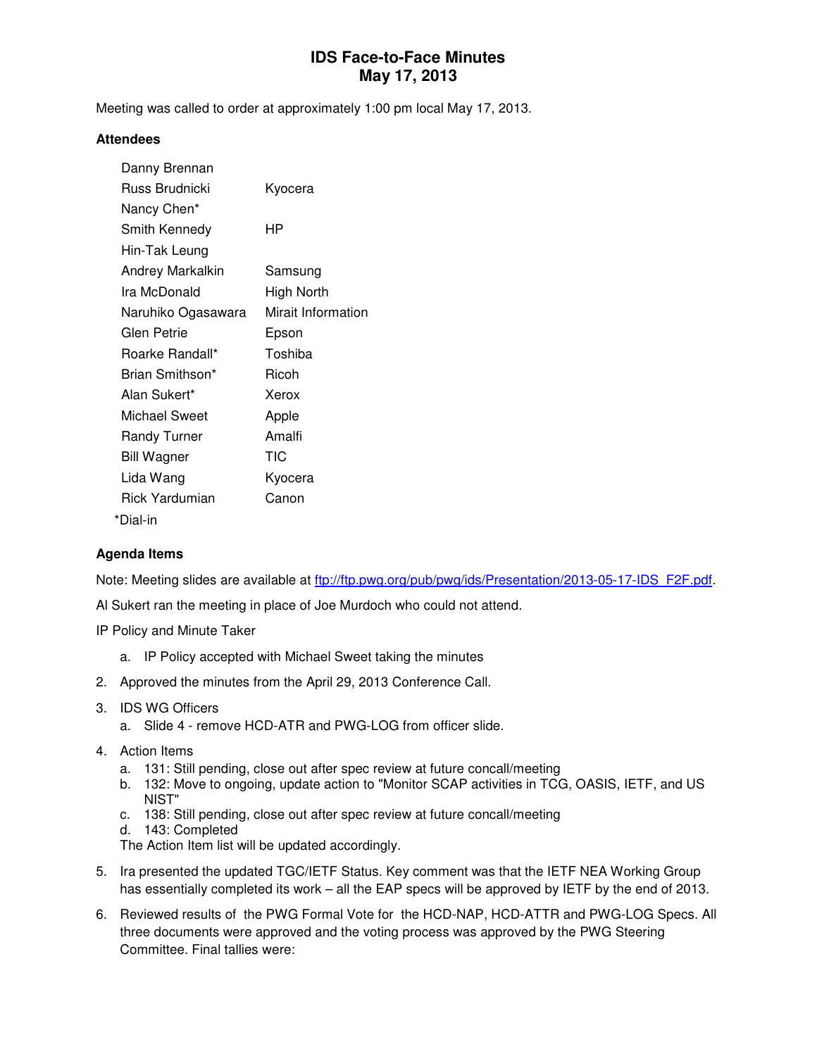# IDS Face-to-Face Minutes
# May 17, 2013

Meeting was called to order at approximately 1:00 pm local May 17, 2013.

### Attendees

| | |
|---|---|
| Danny Brennan | |
| Russ Brudnicki | Kyocera |
| Nancy Chen* | |
| Smith Kennedy | HP |
| Hin-Tak Leung | |
| Andrey Markalkin | Samsung |
| Ira McDonald | High North |
| Naruhiko Ogasawara | Mirait Information |
| Glen Petrie | Epson |
| Roarke Randall* | Toshiba |
| Brian Smithson* | Ricoh |
| Alan Sukert* | Xerox |
| Michael Sweet | Apple |
| Randy Turner | Amalfi |
| Bill Wagner | TIC |
| Lida Wang | Kyocera |
| Rick Yardumian | Canon |

*Dial-in

### Agenda Items

Note: Meeting slides are available at [ftp://ftp.pwg.org/pub/pwg/ids/Presentation/2013-05-17-IDS_F2F.pdf](ftp://ftp.pwg.org/pub/pwg/ids/Presentation/2013-05-17-IDS_F2F.pdf).

Al Sukert ran the meeting in place of Joe Murdoch who could not attend.

IP Policy and Minute Taker

a. IP Policy accepted with Michael Sweet taking the minutes

2. Approved the minutes from the April 29, 2013 Conference Call.
3. IDS WG Officers
   a. Slide 4 - remove HCD-ATR and PWG-LOG from officer slide.
4. Action Items
   a. 131: Still pending, close out after spec review at future concall/meeting
   b. 132: Move to ongoing, update action to "Monitor SCAP activities in TCG, OASIS, IETF, and US NIST"
   c. 138: Still pending, close out after spec review at future concall/meeting
   d. 143: Completed

   The Action Item list will be updated accordingly.
5. Ira presented the updated TGC/IETF Status. Key comment was that the IETF NEA Working Group has essentially completed its work – all the EAP specs will be approved by IETF by the end of 2013.
6. Reviewed results of the PWG Formal Vote for the HCD-NAP, HCD-ATTR and PWG-LOG Specs. All three documents were approved and the voting process was approved by the PWG Steering Committee. Final tallies were: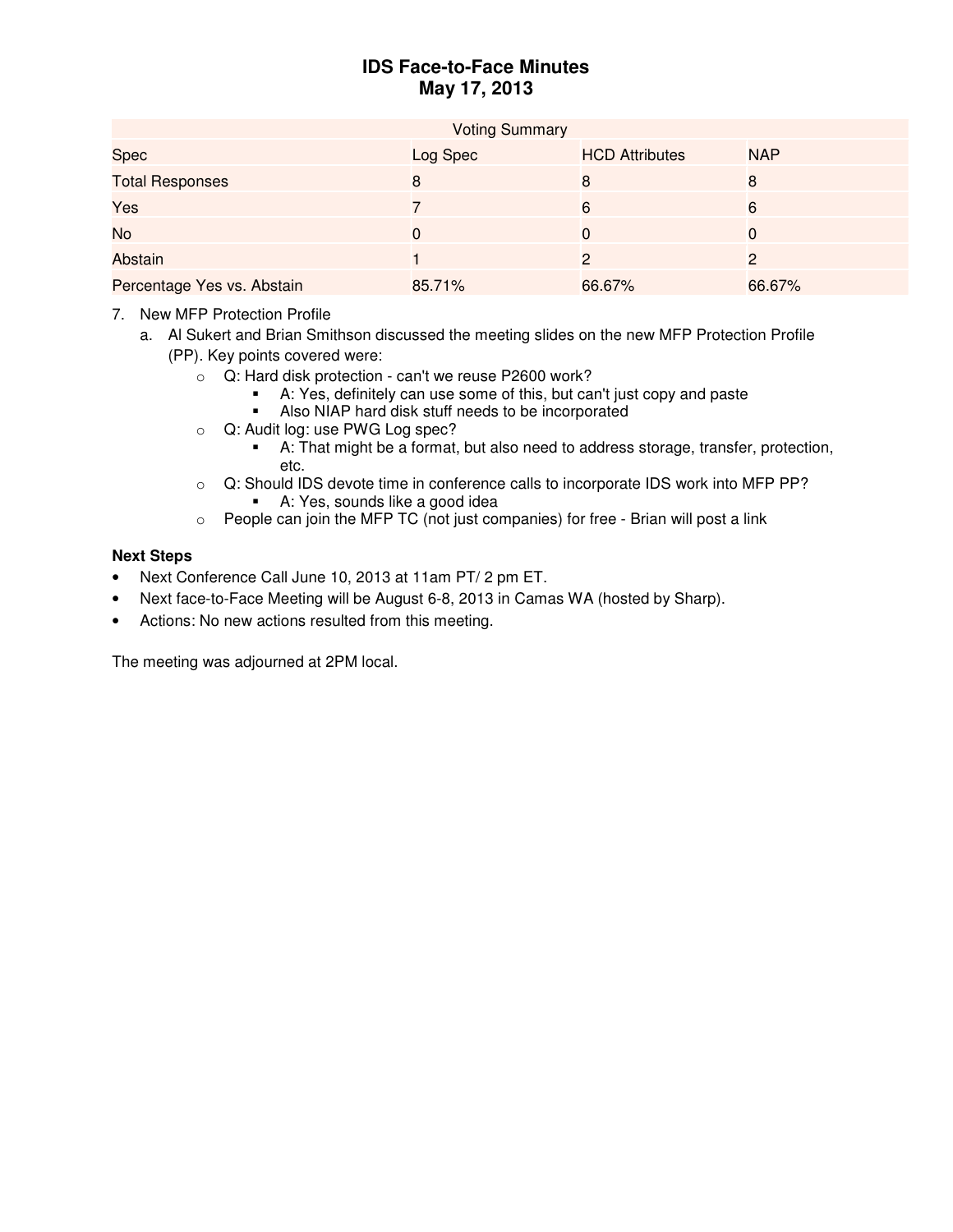# IDS Face-to-Face Minutes
# May 17, 2013

| Voting Summary | | | |
|---|---|---|---|
| Spec | Log Spec | HCD Attributes | NAP |
| Total Responses | 8 | 8 | 8 |
| Yes | 7 | 6 | 6 |
| No | 0 | 0 | 0 |
| Abstain | 1 | 2 | 2 |
| Percentage Yes vs. Abstain | 85.71% | 66.67% | 66.67% |

7. New MFP Protection Profile
   a. Al Sukert and Brian Smithson discussed the meeting slides on the new MFP Protection Profile (PP). Key points covered were:
      - Q: Hard disk protection - can't we reuse P2600 work?
        - A: Yes, definitely can use some of this, but can't just copy and paste
        - Also NIAP hard disk stuff needs to be incorporated
      - Q: Audit log: use PWG Log spec?
        - A: That might be a format, but also need to address storage, transfer, protection, etc.
      - Q: Should IDS devote time in conference calls to incorporate IDS work into MFP PP?
        - A: Yes, sounds like a good idea
      - People can join the MFP TC (not just companies) for free - Brian will post a link

**Next Steps**

- Next Conference Call June 10, 2013 at 11am PT/ 2 pm ET.
- Next face-to-Face Meeting will be August 6-8, 2013 in Camas WA (hosted by Sharp).
- Actions: No new actions resulted from this meeting.

The meeting was adjourned at 2PM local.